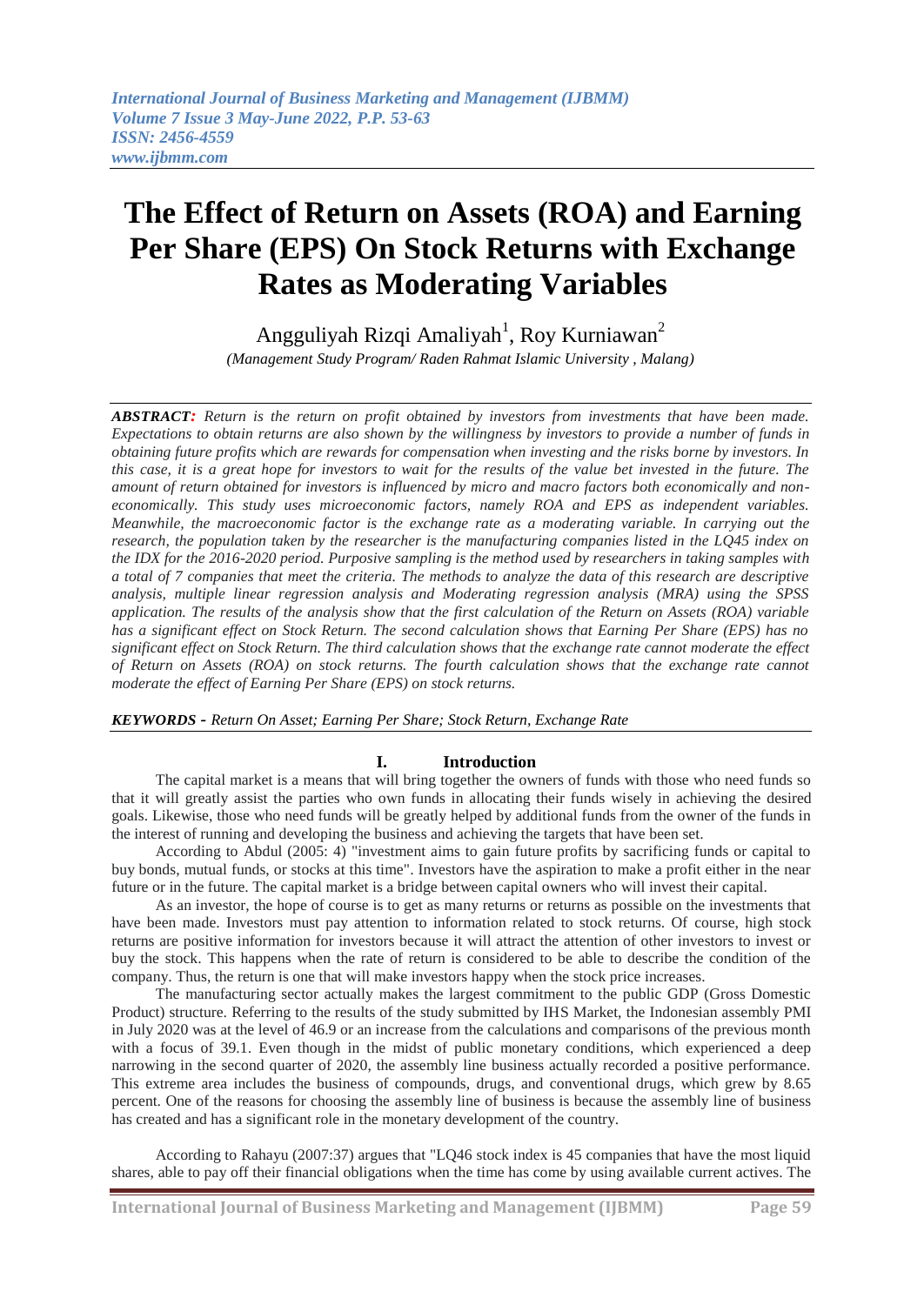# The Effect of Return on Assets (ROA) and Earning Per Share (EPS) On Stock Returns with Exchange Rates as Moderating Variables

Angguliyah Rizqi Amaliyah[1], Roy Kurniawan[2]

*(Management Study Program/ Raden Rahmat Islamic University , Malang)*

***ABSTRACT:*** *Return is the return on profit obtained by investors from investments that have been made. Expectations to obtain returns are also shown by the willingness by investors to provide a number of funds in obtaining future profits which are rewards for compensation when investing and the risks borne by investors. In this case, it is a great hope for investors to wait for the results of the value bet invested in the future. The amount of return obtained for investors is influenced by micro and macro factors both economically and non-economically. This study uses microeconomic factors, namely ROA and EPS as independent variables. Meanwhile, the macroeconomic factor is the exchange rate as a moderating variable. In carrying out the research, the population taken by the researcher is the manufacturing companies listed in the LQ45 index on the IDX for the 2016-2020 period. Purposive sampling is the method used by researchers in taking samples with a total of 7 companies that meet the criteria. The methods to analyze the data of this research are descriptive analysis, multiple linear regression analysis and Moderating regression analysis (MRA) using the SPSS application. The results of the analysis show that the first calculation of the Return on Assets (ROA) variable has a significant effect on Stock Return. The second calculation shows that Earning Per Share (EPS) has no significant effect on Stock Return. The third calculation shows that the exchange rate cannot moderate the effect of Return on Assets (ROA) on stock returns. The fourth calculation shows that the exchange rate cannot moderate the effect of Earning Per Share (EPS) on stock returns.*

***KEYWORDS -*** *Return On Asset; Earning Per Share; Stock Return, Exchange Rate*

## I. Introduction

The capital market is a means that will bring together the owners of funds with those who need funds so that it will greatly assist the parties who own funds in allocating their funds wisely in achieving the desired goals. Likewise, those who need funds will be greatly helped by additional funds from the owner of the funds in the interest of running and developing the business and achieving the targets that have been set.

According to Abdul (2005: 4) "investment aims to gain future profits by sacrificing funds or capital to buy bonds, mutual funds, or stocks at this time". Investors have the aspiration to make a profit either in the near future or in the future. The capital market is a bridge between capital owners who will invest their capital.

As an investor, the hope of course is to get as many returns or returns as possible on the investments that have been made. Investors must pay attention to information related to stock returns. Of course, high stock returns are positive information for investors because it will attract the attention of other investors to invest or buy the stock. This happens when the rate of return is considered to be able to describe the condition of the company. Thus, the return is one that will make investors happy when the stock price increases.

The manufacturing sector actually makes the largest commitment to the public GDP (Gross Domestic Product) structure. Referring to the results of the study submitted by IHS Market, the Indonesian assembly PMI in July 2020 was at the level of 46.9 or an increase from the calculations and comparisons of the previous month with a focus of 39.1. Even though in the midst of public monetary conditions, which experienced a deep narrowing in the second quarter of 2020, the assembly line business actually recorded a positive performance. This extreme area includes the business of compounds, drugs, and conventional drugs, which grew by 8.65 percent. One of the reasons for choosing the assembly line of business is because the assembly line of business has created and has a significant role in the monetary development of the country.

According to Rahayu (2007:37) argues that "LQ46 stock index is 45 companies that have the most liquid shares, able to pay off their financial obligations when the time has come by using available current actives. The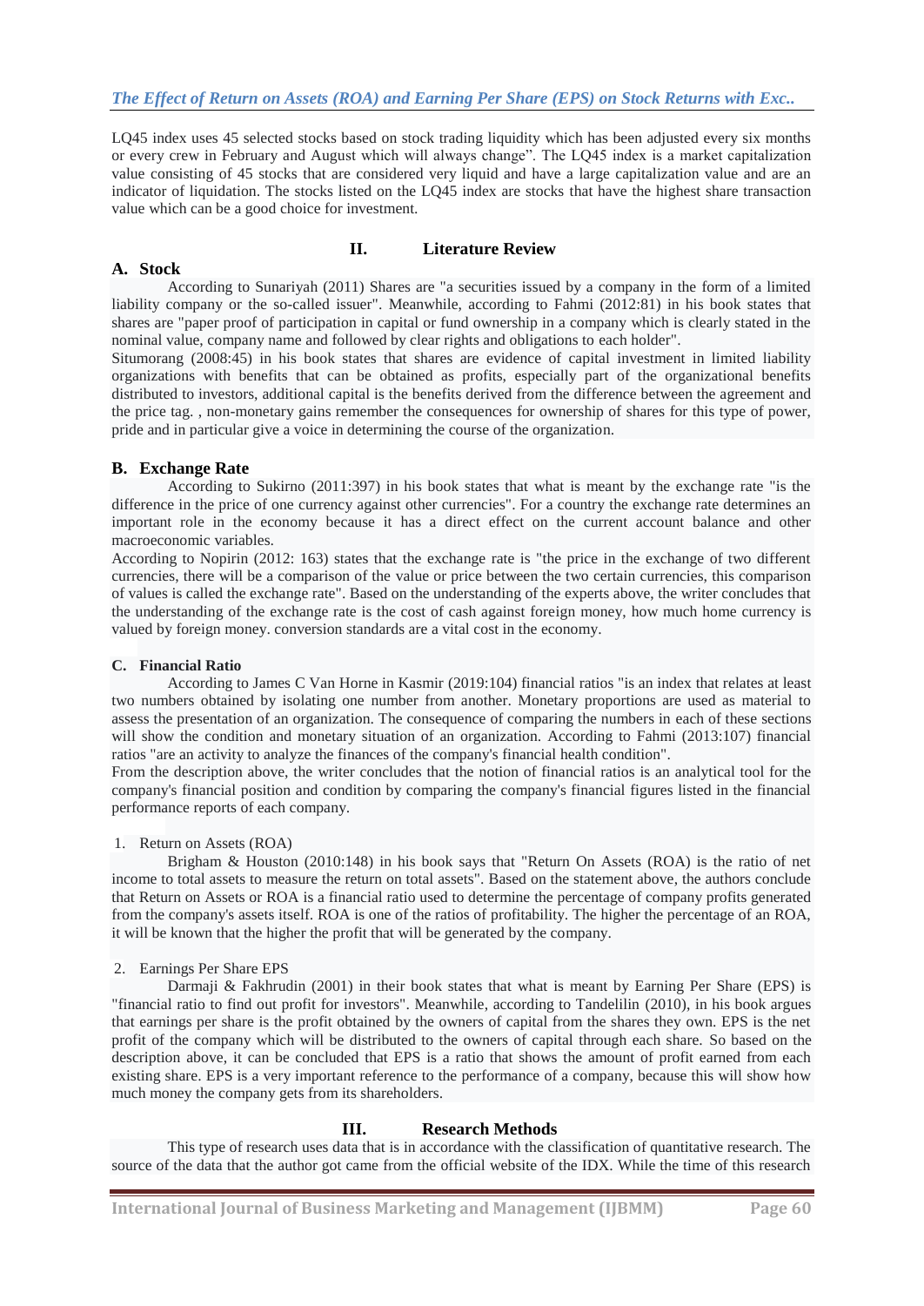LQ45 index uses 45 selected stocks based on stock trading liquidity which has been adjusted every six months or every crew in February and August which will always change". The LQ45 index is a market capitalization value consisting of 45 stocks that are considered very liquid and have a large capitalization value and are an indicator of liquidation. The stocks listed on the LQ45 index are stocks that have the highest share transaction value which can be a good choice for investment.

## II. Literature Review

### A. Stock

According to Sunariyah (2011) Shares are "a securities issued by a company in the form of a limited liability company or the so-called issuer". Meanwhile, according to Fahmi (2012:81) in his book states that shares are "paper proof of participation in capital or fund ownership in a company which is clearly stated in the nominal value, company name and followed by clear rights and obligations to each holder".

Situmorang (2008:45) in his book states that shares are evidence of capital investment in limited liability organizations with benefits that can be obtained as profits, especially part of the organizational benefits distributed to investors, additional capital is the benefits derived from the difference between the agreement and the price tag. , non-monetary gains remember the consequences for ownership of shares for this type of power, pride and in particular give a voice in determining the course of the organization.

### B. Exchange Rate

According to Sukirno (2011:397) in his book states that what is meant by the exchange rate "is the difference in the price of one currency against other currencies". For a country the exchange rate determines an important role in the economy because it has a direct effect on the current account balance and other macroeconomic variables.

According to Nopirin (2012: 163) states that the exchange rate is "the price in the exchange of two different currencies, there will be a comparison of the value or price between the two certain currencies, this comparison of values is called the exchange rate". Based on the understanding of the experts above, the writer concludes that the understanding of the exchange rate is the cost of cash against foreign money, how much home currency is valued by foreign money. conversion standards are a vital cost in the economy.

### C. Financial Ratio

According to James C Van Horne in Kasmir (2019:104) financial ratios "is an index that relates at least two numbers obtained by isolating one number from another. Monetary proportions are used as material to assess the presentation of an organization. The consequence of comparing the numbers in each of these sections will show the condition and monetary situation of an organization. According to Fahmi (2013:107) financial ratios "are an activity to analyze the finances of the company's financial health condition".

From the description above, the writer concludes that the notion of financial ratios is an analytical tool for the company's financial position and condition by comparing the company's financial figures listed in the financial performance reports of each company.

1. Return on Assets (ROA)

Brigham & Houston (2010:148) in his book says that "Return On Assets (ROA) is the ratio of net income to total assets to measure the return on total assets". Based on the statement above, the authors conclude that Return on Assets or ROA is a financial ratio used to determine the percentage of company profits generated from the company's assets itself. ROA is one of the ratios of profitability. The higher the percentage of an ROA, it will be known that the higher the profit that will be generated by the company.

2. Earnings Per Share EPS

Darmaji & Fakhrudin (2001) in their book states that what is meant by Earning Per Share (EPS) is "financial ratio to find out profit for investors". Meanwhile, according to Tandelilin (2010), in his book argues that earnings per share is the profit obtained by the owners of capital from the shares they own. EPS is the net profit of the company which will be distributed to the owners of capital through each share. So based on the description above, it can be concluded that EPS is a ratio that shows the amount of profit earned from each existing share. EPS is a very important reference to the performance of a company, because this will show how much money the company gets from its shareholders.

## III. Research Methods

This type of research uses data that is in accordance with the classification of quantitative research. The source of the data that the author got came from the official website of the IDX. While the time of this research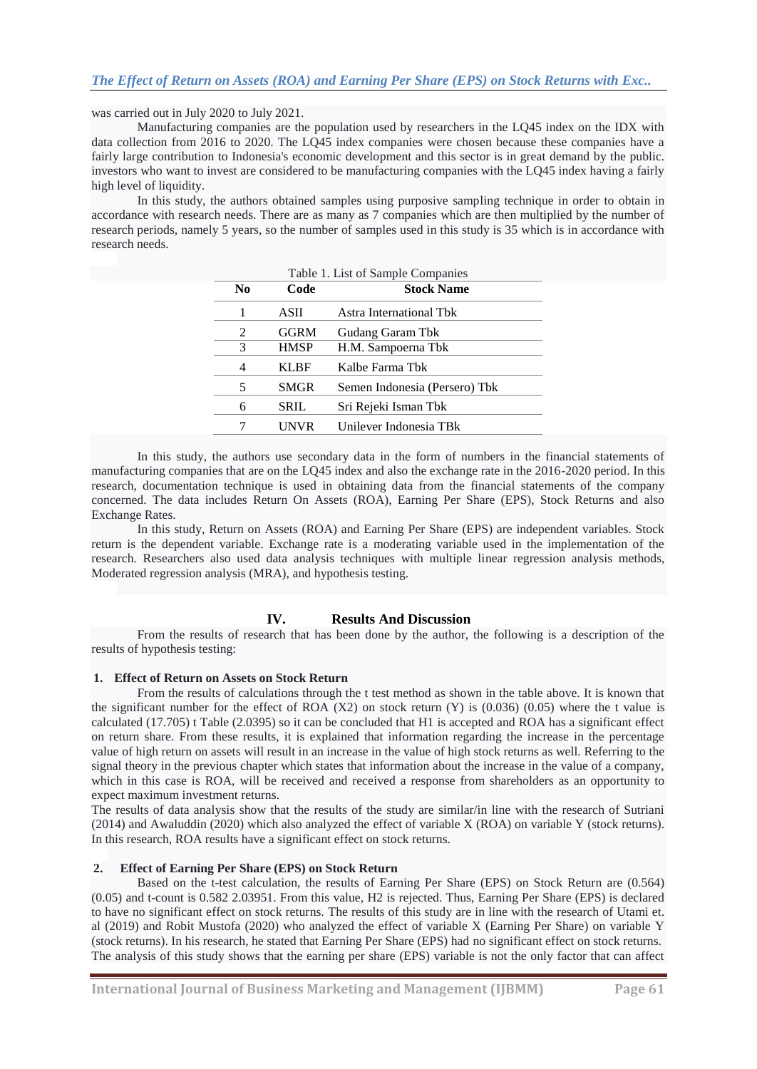was carried out in July 2020 to July 2021.

Manufacturing companies are the population used by researchers in the LQ45 index on the IDX with data collection from 2016 to 2020. The LQ45 index companies were chosen because these companies have a fairly large contribution to Indonesia's economic development and this sector is in great demand by the public. investors who want to invest are considered to be manufacturing companies with the LQ45 index having a fairly high level of liquidity.

In this study, the authors obtained samples using purposive sampling technique in order to obtain in accordance with research needs. There are as many as 7 companies which are then multiplied by the number of research periods, namely 5 years, so the number of samples used in this study is 35 which is in accordance with research needs.

Table 1. List of Sample Companies

| No | Code | Stock Name |
|---|---|---|
| 1 | ASII | Astra International Tbk |
| 2 | GGRM | Gudang Garam Tbk |
| 3 | HMSP | H.M. Sampoerna Tbk |
| 4 | KLBF | Kalbe Farma Tbk |
| 5 | SMGR | Semen Indonesia (Persero) Tbk |
| 6 | SRIL | Sri Rejeki Isman Tbk |
| 7 | UNVR | Unilever Indonesia TBk |

In this study, the authors use secondary data in the form of numbers in the financial statements of manufacturing companies that are on the LQ45 index and also the exchange rate in the 2016-2020 period. In this research, documentation technique is used in obtaining data from the financial statements of the company concerned. The data includes Return On Assets (ROA), Earning Per Share (EPS), Stock Returns and also Exchange Rates.

In this study, Return on Assets (ROA) and Earning Per Share (EPS) are independent variables. Stock return is the dependent variable. Exchange rate is a moderating variable used in the implementation of the research. Researchers also used data analysis techniques with multiple linear regression analysis methods, Moderated regression analysis (MRA), and hypothesis testing.

## IV. Results And Discussion

From the results of research that has been done by the author, the following is a description of the results of hypothesis testing:

### 1. Effect of Return on Assets on Stock Return

From the results of calculations through the t test method as shown in the table above. It is known that the significant number for the effect of ROA (X2) on stock return (Y) is (0.036) (0.05) where the t value is calculated (17.705) t Table (2.0395) so it can be concluded that H1 is accepted and ROA has a significant effect on return share. From these results, it is explained that information regarding the increase in the percentage value of high return on assets will result in an increase in the value of high stock returns as well. Referring to the signal theory in the previous chapter which states that information about the increase in the value of a company, which in this case is ROA, will be received and received a response from shareholders as an opportunity to expect maximum investment returns.

The results of data analysis show that the results of the study are similar/in line with the research of Sutriani (2014) and Awaluddin (2020) which also analyzed the effect of variable X (ROA) on variable Y (stock returns). In this research, ROA results have a significant effect on stock returns.

### 2. Effect of Earning Per Share (EPS) on Stock Return

Based on the t-test calculation, the results of Earning Per Share (EPS) on Stock Return are (0.564) (0.05) and t-count is 0.582 2.03951. From this value, H2 is rejected. Thus, Earning Per Share (EPS) is declared to have no significant effect on stock returns. The results of this study are in line with the research of Utami et. al (2019) and Robit Mustofa (2020) who analyzed the effect of variable X (Earning Per Share) on variable Y (stock returns). In his research, he stated that Earning Per Share (EPS) had no significant effect on stock returns. The analysis of this study shows that the earning per share (EPS) variable is not the only factor that can affect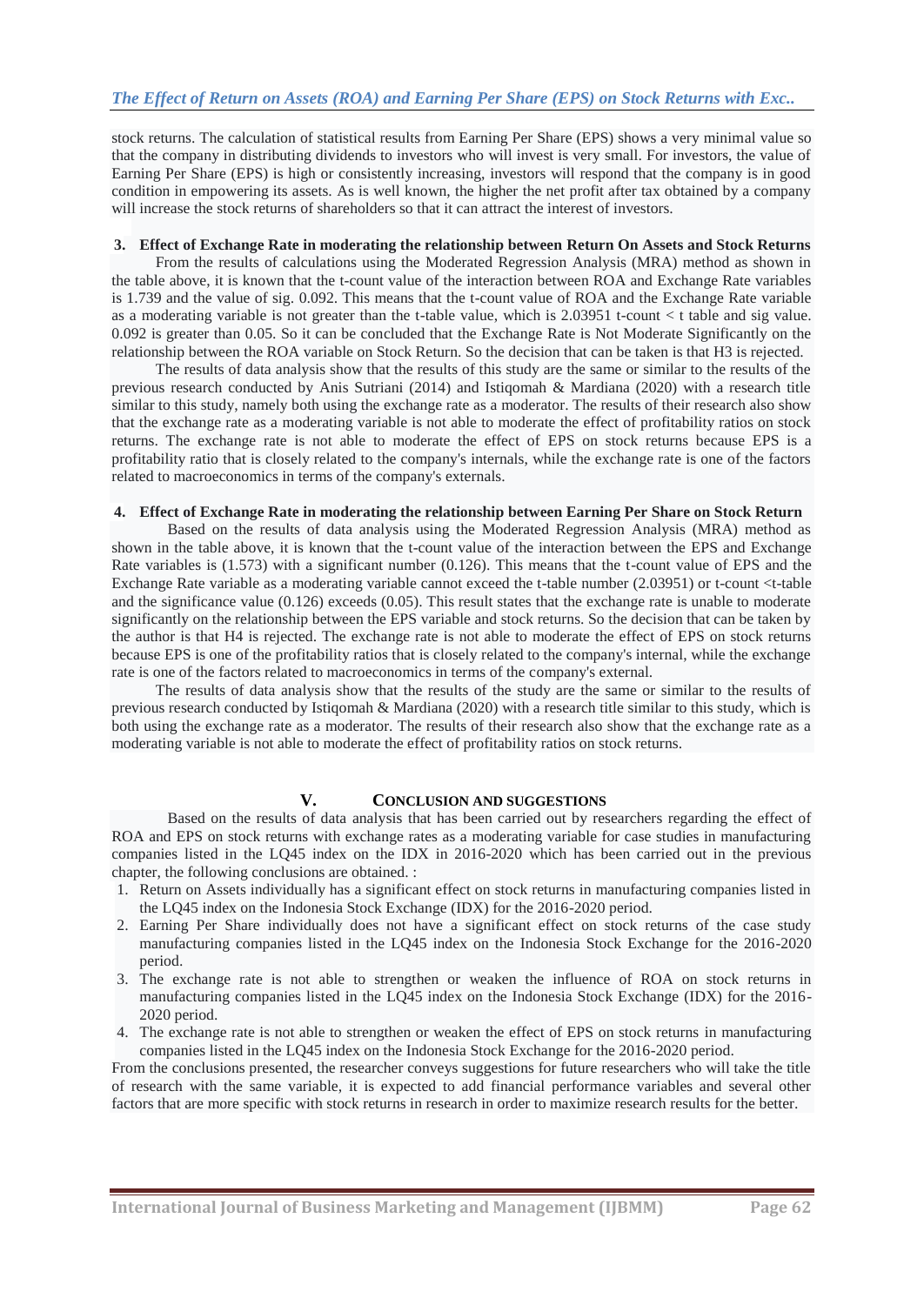stock returns. The calculation of statistical results from Earning Per Share (EPS) shows a very minimal value so that the company in distributing dividends to investors who will invest is very small. For investors, the value of Earning Per Share (EPS) is high or consistently increasing, investors will respond that the company is in good condition in empowering its assets. As is well known, the higher the net profit after tax obtained by a company will increase the stock returns of shareholders so that it can attract the interest of investors.

**3. Effect of Exchange Rate in moderating the relationship between Return On Assets and Stock Returns**

From the results of calculations using the Moderated Regression Analysis (MRA) method as shown in the table above, it is known that the t-count value of the interaction between ROA and Exchange Rate variables is 1.739 and the value of sig. 0.092. This means that the t-count value of ROA and the Exchange Rate variable as a moderating variable is not greater than the t-table value, which is 2.03951 t-count < t table and sig value. 0.092 is greater than 0.05. So it can be concluded that the Exchange Rate is Not Moderate Significantly on the relationship between the ROA variable on Stock Return. So the decision that can be taken is that H3 is rejected.

The results of this data analysis show that the results of this study are the same or similar to the results of the previous research conducted by Anis Sutriani (2014) and Istiqomah & Mardiana (2020) with a research title similar to this study, namely both using the exchange rate as a moderator. The results of their research also show that the exchange rate as a moderating variable is not able to moderate the effect of profitability ratios on stock returns. The exchange rate is not able to moderate the effect of EPS on stock returns because EPS is a profitability ratio that is closely related to the company's internals, while the exchange rate is one of the factors related to macroeconomics in terms of the company's externals.

**4. Effect of Exchange Rate in moderating the relationship between Earning Per Share on Stock Return**

Based on the results of data analysis using the Moderated Regression Analysis (MRA) method as shown in the table above, it is known that the t-count value of the interaction between the EPS and Exchange Rate variables is (1.573) with a significant number (0.126). This means that the t-count value of EPS and the Exchange Rate variable as a moderating variable cannot exceed the t-table number (2.03951) or t-count <t-table and the significance value (0.126) exceeds (0.05). This result states that the exchange rate is unable to moderate significantly on the relationship between the EPS variable and stock returns. So the decision that can be taken by the author is that H4 is rejected. The exchange rate is not able to moderate the effect of EPS on stock returns because EPS is one of the profitability ratios that is closely related to the company's internal, while the exchange rate is one of the factors related to macroeconomics in terms of the company's external.

The results of data analysis show that the results of the study are the same or similar to the results of previous research conducted by Istiqomah & Mardiana (2020) with a research title similar to this study, which is both using the exchange rate as a moderator. The results of their research also show that the exchange rate as a moderating variable is not able to moderate the effect of profitability ratios on stock returns.

## V. CONCLUSION AND SUGGESTIONS

Based on the results of data analysis that has been carried out by researchers regarding the effect of ROA and EPS on stock returns with exchange rates as a moderating variable for case studies in manufacturing companies listed in the LQ45 index on the IDX in 2016-2020 which has been carried out in the previous chapter, the following conclusions are obtained. :

1. Return on Assets individually has a significant effect on stock returns in manufacturing companies listed in the LQ45 index on the Indonesia Stock Exchange (IDX) for the 2016-2020 period.
2. Earning Per Share individually does not have a significant effect on stock returns of the case study manufacturing companies listed in the LQ45 index on the Indonesia Stock Exchange for the 2016-2020 period.
3. The exchange rate is not able to strengthen or weaken the influence of ROA on stock returns in manufacturing companies listed in the LQ45 index on the Indonesia Stock Exchange (IDX) for the 2016-2020 period.
4. The exchange rate is not able to strengthen or weaken the effect of EPS on stock returns in manufacturing companies listed in the LQ45 index on the Indonesia Stock Exchange for the 2016-2020 period.

From the conclusions presented, the researcher conveys suggestions for future researchers who will take the title of research with the same variable, it is expected to add financial performance variables and several other factors that are more specific with stock returns in research in order to maximize research results for the better.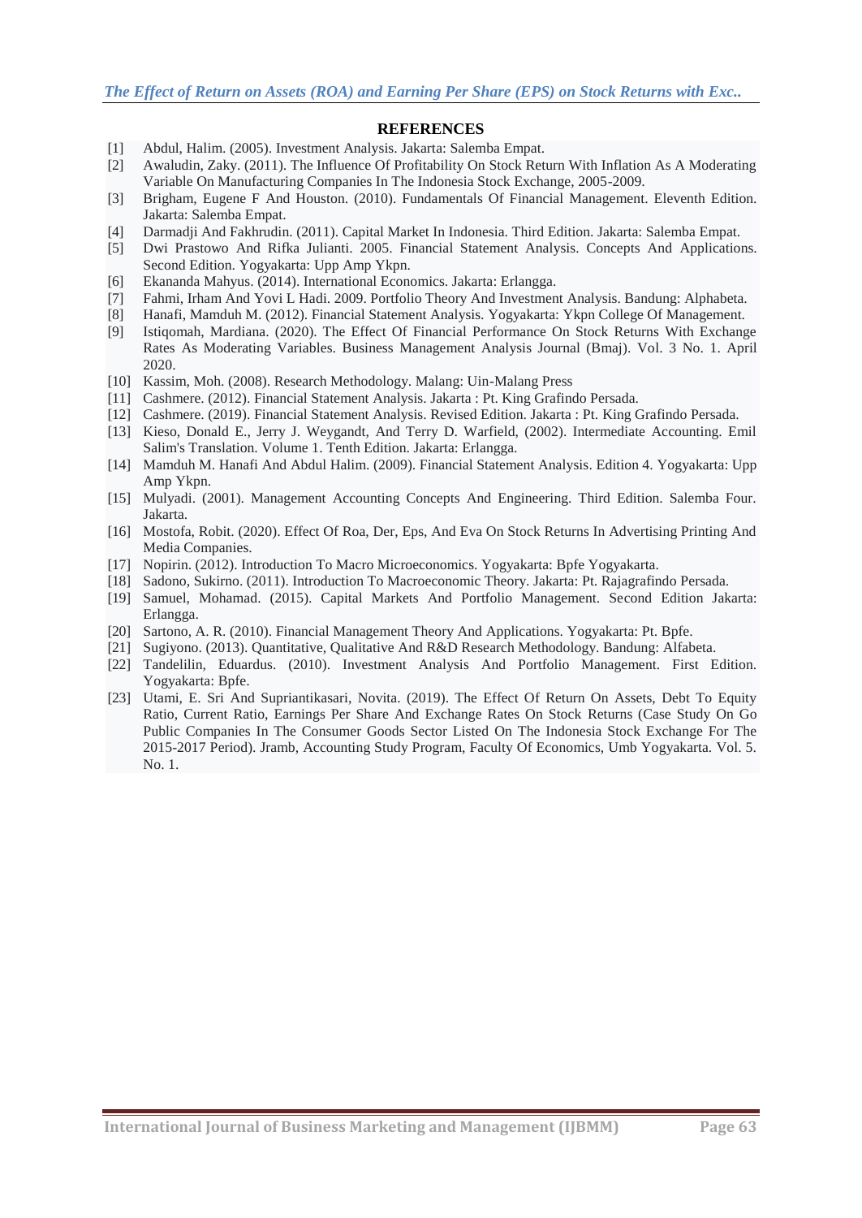## REFERENCES

[1] Abdul, Halim. (2005). Investment Analysis. Jakarta: Salemba Empat.

[2] Awaludin, Zaky. (2011). The Influence Of Profitability On Stock Return With Inflation As A Moderating Variable On Manufacturing Companies In The Indonesia Stock Exchange, 2005-2009.

[3] Brigham, Eugene F And Houston. (2010). Fundamentals Of Financial Management. Eleventh Edition. Jakarta: Salemba Empat.

[4] Darmadji And Fakhrudin. (2011). Capital Market In Indonesia. Third Edition. Jakarta: Salemba Empat.

[5] Dwi Prastowo And Rifka Julianti. 2005. Financial Statement Analysis. Concepts And Applications. Second Edition. Yogyakarta: Upp Amp Ykpn.

[6] Ekananda Mahyus. (2014). International Economics. Jakarta: Erlangga.

[7] Fahmi, Irham And Yovi L Hadi. 2009. Portfolio Theory And Investment Analysis. Bandung: Alphabeta.

[8] Hanafi, Mamduh M. (2012). Financial Statement Analysis. Yogyakarta: Ykpn College Of Management.

[9] Istiqomah, Mardiana. (2020). The Effect Of Financial Performance On Stock Returns With Exchange Rates As Moderating Variables. Business Management Analysis Journal (Bmaj). Vol. 3 No. 1. April 2020.

[10] Kassim, Moh. (2008). Research Methodology. Malang: Uin-Malang Press

[11] Cashmere. (2012). Financial Statement Analysis. Jakarta : Pt. King Grafindo Persada.

[12] Cashmere. (2019). Financial Statement Analysis. Revised Edition. Jakarta : Pt. King Grafindo Persada.

[13] Kieso, Donald E., Jerry J. Weygandt, And Terry D. Warfield, (2002). Intermediate Accounting. Emil Salim's Translation. Volume 1. Tenth Edition. Jakarta: Erlangga.

[14] Mamduh M. Hanafi And Abdul Halim. (2009). Financial Statement Analysis. Edition 4. Yogyakarta: Upp Amp Ykpn.

[15] Mulyadi. (2001). Management Accounting Concepts And Engineering. Third Edition. Salemba Four. Jakarta.

[16] Mostofa, Robit. (2020). Effect Of Roa, Der, Eps, And Eva On Stock Returns In Advertising Printing And Media Companies.

[17] Nopirin. (2012). Introduction To Macro Microeconomics. Yogyakarta: Bpfe Yogyakarta.

[18] Sadono, Sukirno. (2011). Introduction To Macroeconomic Theory. Jakarta: Pt. Rajagrafindo Persada.

[19] Samuel, Mohamad. (2015). Capital Markets And Portfolio Management. Second Edition Jakarta: Erlangga.

[20] Sartono, A. R. (2010). Financial Management Theory And Applications. Yogyakarta: Pt. Bpfe.

[21] Sugiyono. (2013). Quantitative, Qualitative And R&D Research Methodology. Bandung: Alfabeta.

[22] Tandelilin, Eduardus. (2010). Investment Analysis And Portfolio Management. First Edition. Yogyakarta: Bpfe.

[23] Utami, E. Sri And Supriantikasari, Novita. (2019). The Effect Of Return On Assets, Debt To Equity Ratio, Current Ratio, Earnings Per Share And Exchange Rates On Stock Returns (Case Study On Go Public Companies In The Consumer Goods Sector Listed On The Indonesia Stock Exchange For The 2015-2017 Period). Jramb, Accounting Study Program, Faculty Of Economics, Umb Yogyakarta. Vol. 5. No. 1.